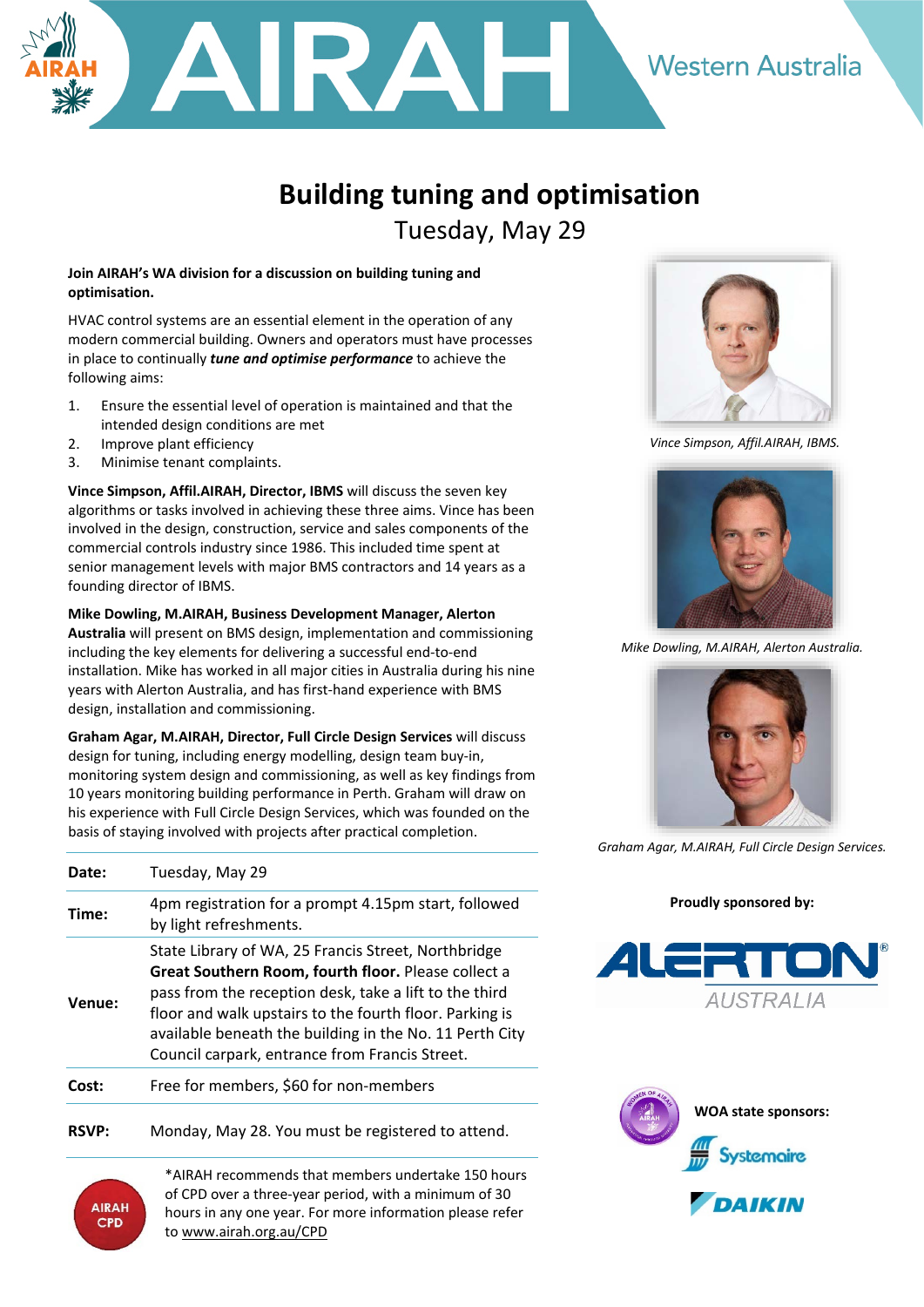# Building tuning and optimisation

## Tuesday, May 29

**Join AIRAH's WA division for a discussion on building tuning and optimisation.**

HVAC control systems are an essential element in the operation of any modern commercial building. Owners and operators must have processes in place to continually ***tune and optimise performance*** to achieve the following aims:

1. Ensure the essential level of operation is maintained and that the intended design conditions are met
2. Improve plant efficiency
3. Minimise tenant complaints.

**Vince Simpson, Affil.AIRAH, Director, IBMS** will discuss the seven key algorithms or tasks involved in achieving these three aims. Vince has been involved in the design, construction, service and sales components of the commercial controls industry since 1986. This included time spent at senior management levels with major BMS contractors and 14 years as a founding director of IBMS.

**Mike Dowling, M.AIRAH, Business Development Manager, Alerton Australia** will present on BMS design, implementation and commissioning including the key elements for delivering a successful end-to-end installation. Mike has worked in all major cities in Australia during his nine years with Alerton Australia, and has first-hand experience with BMS design, installation and commissioning.

**Graham Agar, M.AIRAH, Director, Full Circle Design Services** will discuss design for tuning, including energy modelling, design team buy-in, monitoring system design and commissioning, as well as key findings from 10 years monitoring building performance in Perth. Graham will draw on his experience with Full Circle Design Services, which was founded on the basis of staying involved with projects after practical completion.

*Vince Simpson, Affil.AIRAH, IBMS.*

*Mike Dowling, M.AIRAH, Alerton Australia.*

*Graham Agar, M.AIRAH, Full Circle Design Services.*

| | |
|---|---|
| **Date:** | Tuesday, May 29 |
| **Time:** | 4pm registration for a prompt 4.15pm start, followed by light refreshments. |
| **Venue:** | State Library of WA, 25 Francis Street, Northbridge **Great Southern Room, fourth floor.** Please collect a pass from the reception desk, take a lift to the third floor and walk upstairs to the fourth floor. Parking is available beneath the building in the No. 11 Perth City Council carpark, entrance from Francis Street. |
| **Cost:** | Free for members, $60 for non-members |
| **RSVP:** | Monday, May 28. You must be registered to attend. |

*AIRAH recommends that members undertake 150 hours of CPD over a three-year period, with a minimum of 30 hours in any one year. For more information please refer to www.airah.org.au/CPD

**Proudly sponsored by:**

ALERTON AUSTRALIA

**WOA state sponsors:**

Systemaire

DAIKIN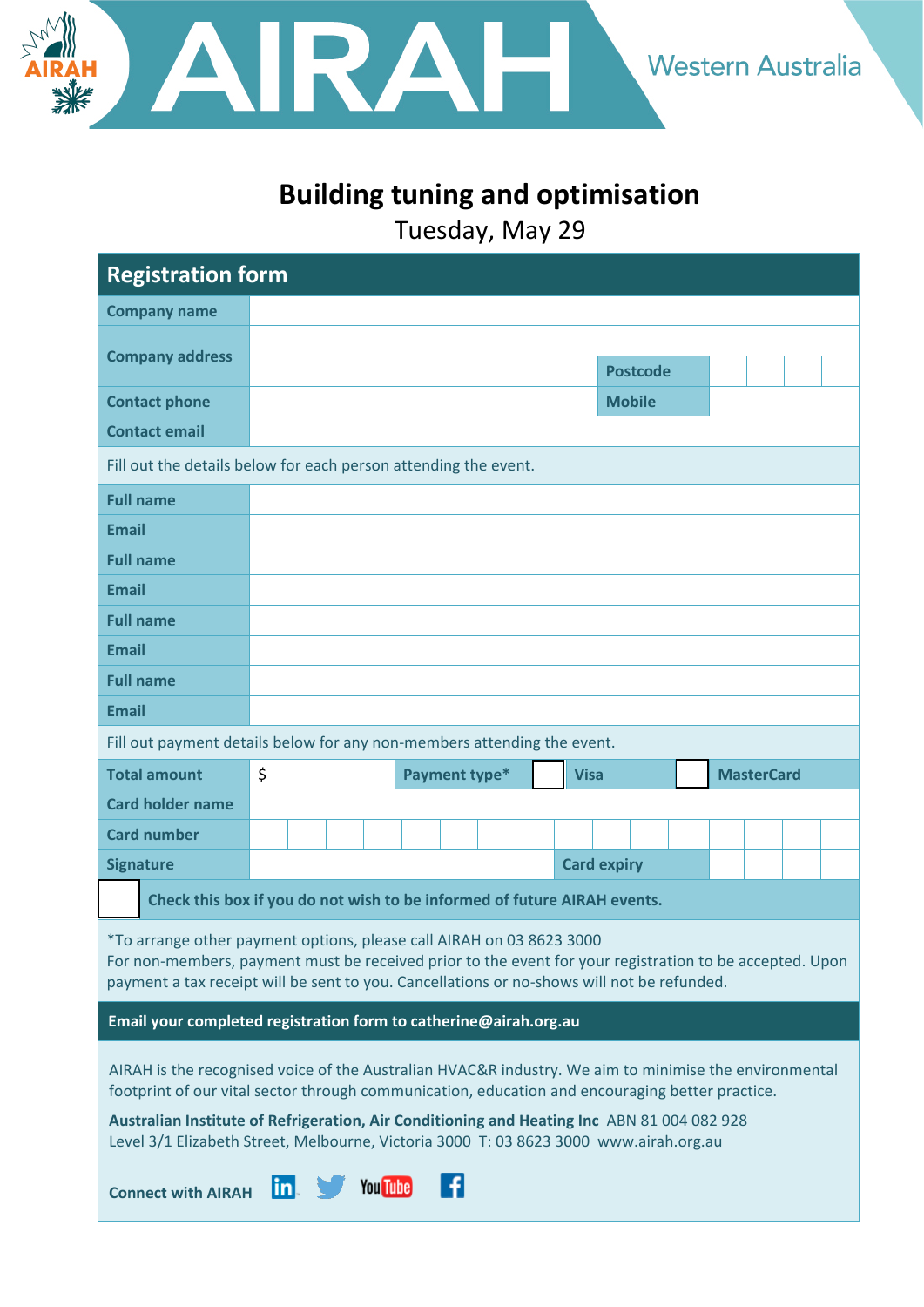AIRAH Western Australia

# Building tuning and optimisation

Tuesday, May 29

## Registration form

| | | | |
|---|---|---|---|
| Company name | | | |
| Company address | | | |
| | | Postcode | |
| Contact phone | | Mobile | |
| Contact email | | | |

Fill out the details below for each person attending the event.

| | |
|---|---|
| Full name | |
| Email | |
| Full name | |
| Email | |
| Full name | |
| Email | |
| Full name | |
| Email | |

Fill out payment details below for any non-members attending the event.

| | | | | |
|---|---|---|---|---|
| Total amount | $ | Payment type* | ☐ Visa | ☐ MasterCard |
| Card holder name | | | | |
| Card number | | | | |
| Signature | | Card expiry | | |

☐ **Check this box if you do not wish to be informed of future AIRAH events.**

*To arrange other payment options, please call AIRAH on 03 8623 3000
For non-members, payment must be received prior to the event for your registration to be accepted. Upon payment a tax receipt will be sent to you. Cancellations or no-shows will not be refunded.

**Email your completed registration form to catherine@airah.org.au**

AIRAH is the recognised voice of the Australian HVAC&R industry. We aim to minimise the environmental footprint of our vital sector through communication, education and encouraging better practice.

**Australian Institute of Refrigeration, Air Conditioning and Heating Inc** ABN 81 004 082 928
Level 3/1 Elizabeth Street, Melbourne, Victoria 3000 T: 03 8623 3000 www.airah.org.au

**Connect with AIRAH**